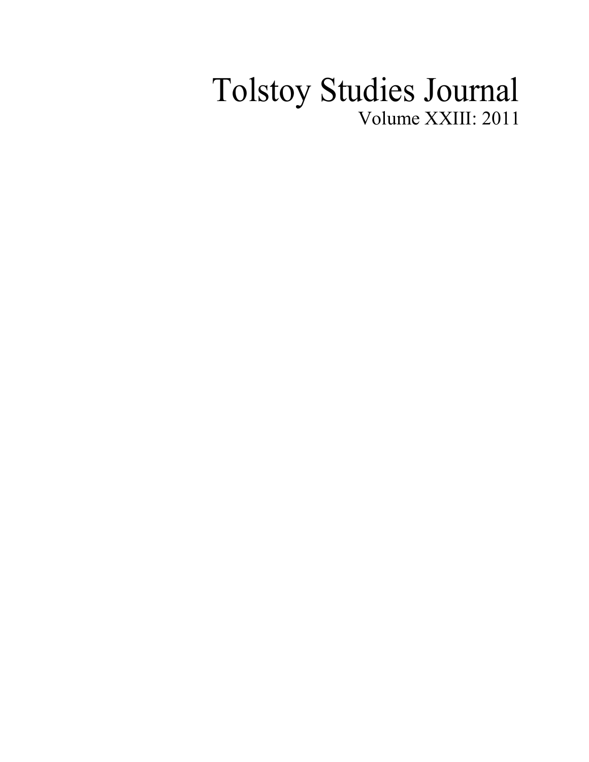# Tolstoy Studies Journal

Volume XXIII: 2011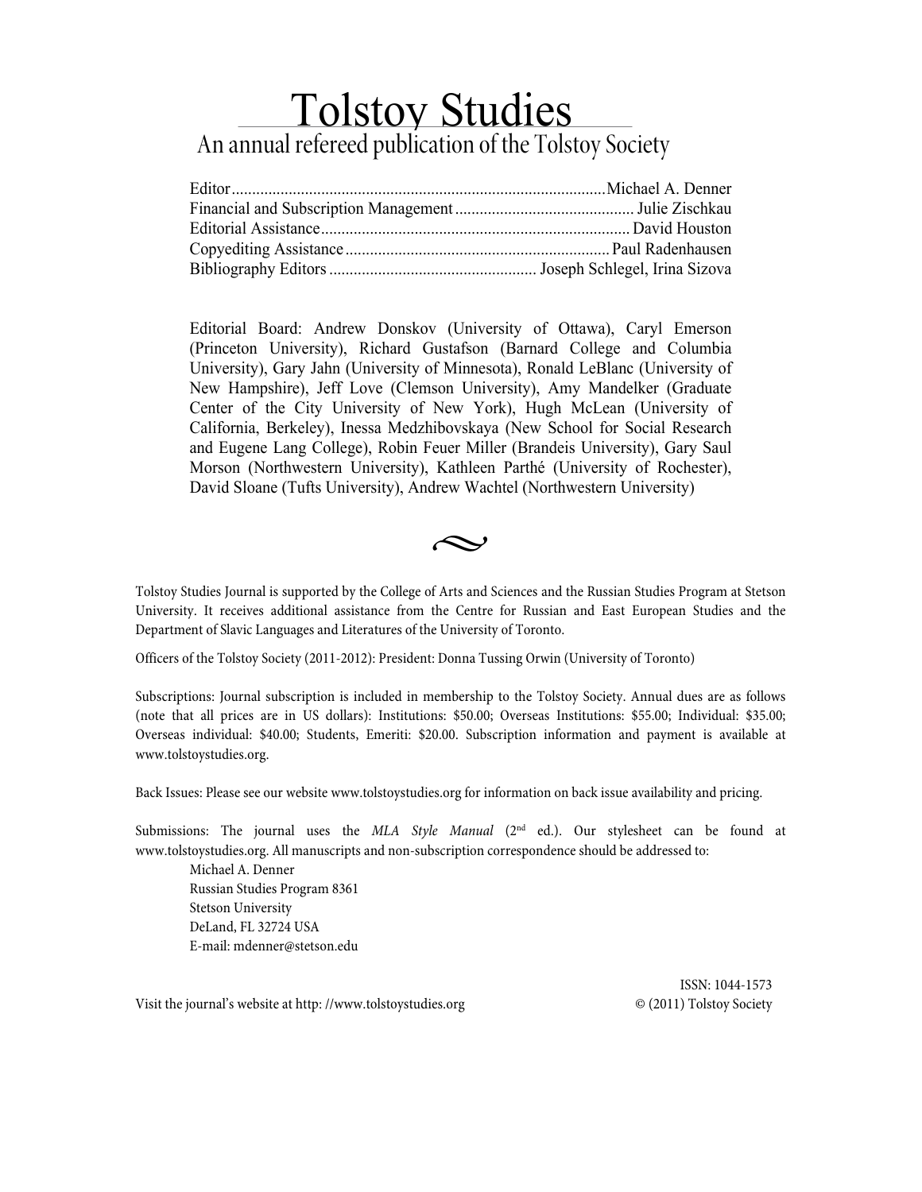# Tolstoy Studies

## An annual refereed publication of the Tolstoy Society

Editor.......................................................................................Michael A. Denner
Financial and Subscription Management........................................... Julie Zischkau
Editorial Assistance........................................................................... David Houston
Copyediting Assistance............................................................... Paul Radenhausen
Bibliography Editors.................................................. Joseph Schlegel, Irina Sizova

Editorial Board: Andrew Donskov (University of Ottawa), Caryl Emerson (Princeton University), Richard Gustafson (Barnard College and Columbia University), Gary Jahn (University of Minnesota), Ronald LeBlanc (University of New Hampshire), Jeff Love (Clemson University), Amy Mandelker (Graduate Center of the City University of New York), Hugh McLean (University of California, Berkeley), Inessa Medzhibovskaya (New School for Social Research and Eugene Lang College), Robin Feuer Miller (Brandeis University), Gary Saul Morson (Northwestern University), Kathleen Parthé (University of Rochester), David Sloane (Tufts University), Andrew Wachtel (Northwestern University)

Tolstoy Studies Journal is supported by the College of Arts and Sciences and the Russian Studies Program at Stetson University. It receives additional assistance from the Centre for Russian and East European Studies and the Department of Slavic Languages and Literatures of the University of Toronto.

Officers of the Tolstoy Society (2011-2012): President: Donna Tussing Orwin (University of Toronto)

Subscriptions: Journal subscription is included in membership to the Tolstoy Society. Annual dues are as follows (note that all prices are in US dollars): Institutions: $50.00; Overseas Institutions: $55.00; Individual: $35.00; Overseas individual: $40.00; Students, Emeriti: $20.00. Subscription information and payment is available at www.tolstoystudies.org.

Back Issues: Please see our website www.tolstoystudies.org for information on back issue availability and pricing.

Submissions: The journal uses the *MLA Style Manual* (2nd ed.). Our stylesheet can be found at www.tolstoystudies.org. All manuscripts and non-subscription correspondence should be addressed to:

Michael A. Denner
Russian Studies Program 8361
Stetson University
DeLand, FL 32724 USA
E-mail: mdenner@stetson.edu

ISSN: 1044-1573
© (2011) Tolstoy Society

Visit the journal's website at http: //www.tolstoystudies.org